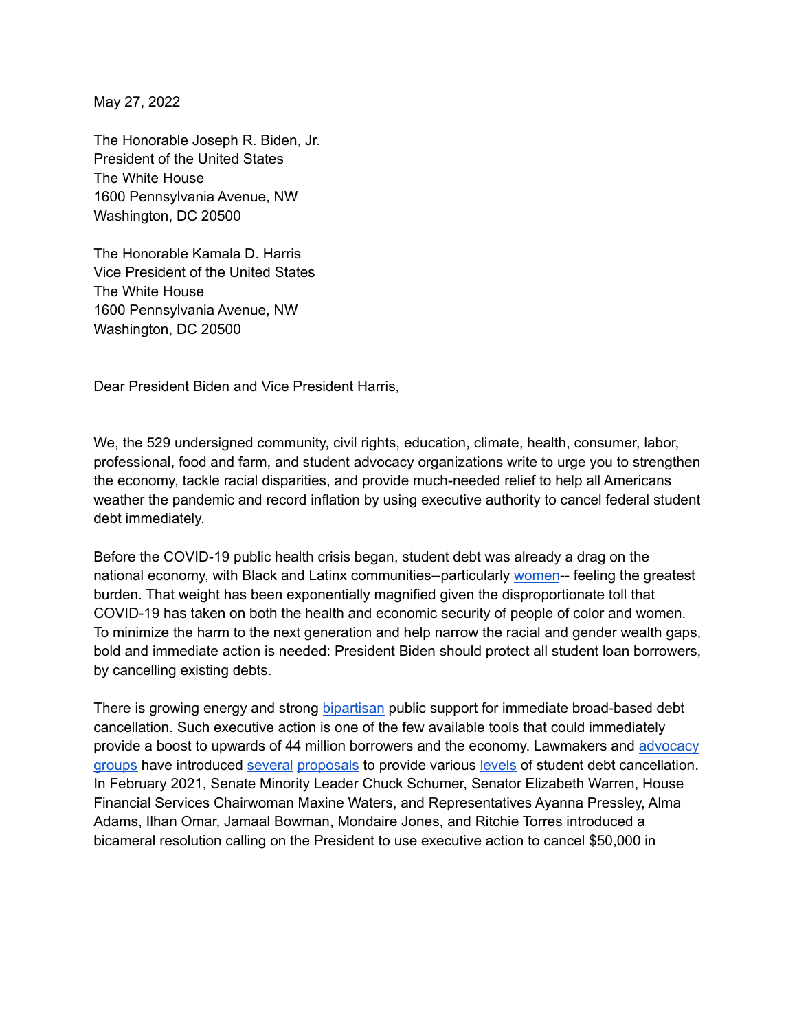May 27, 2022

The Honorable Joseph R. Biden, Jr.
President of the United States
The White House
1600 Pennsylvania Avenue, NW
Washington, DC 20500

The Honorable Kamala D. Harris
Vice President of the United States
The White House
1600 Pennsylvania Avenue, NW
Washington, DC 20500

Dear President Biden and Vice President Harris,

We, the 529 undersigned community, civil rights, education, climate, health, consumer, labor, professional, food and farm, and student advocacy organizations write to urge you to strengthen the economy, tackle racial disparities, and provide much-needed relief to help all Americans weather the pandemic and record inflation by using executive authority to cancel federal student debt immediately.

Before the COVID-19 public health crisis began, student debt was already a drag on the national economy, with Black and Latinx communities--particularly women-- feeling the greatest burden. That weight has been exponentially magnified given the disproportionate toll that COVID-19 has taken on both the health and economic security of people of color and women. To minimize the harm to the next generation and help narrow the racial and gender wealth gaps, bold and immediate action is needed: President Biden should protect all student loan borrowers, by cancelling existing debts.

There is growing energy and strong bipartisan public support for immediate broad-based debt cancellation. Such executive action is one of the few available tools that could immediately provide a boost to upwards of 44 million borrowers and the economy. Lawmakers and advocacy groups have introduced several proposals to provide various levels of student debt cancellation. In February 2021, Senate Minority Leader Chuck Schumer, Senator Elizabeth Warren, House Financial Services Chairwoman Maxine Waters, and Representatives Ayanna Pressley, Alma Adams, Ilhan Omar, Jamaal Bowman, Mondaire Jones, and Ritchie Torres introduced a bicameral resolution calling on the President to use executive action to cancel $50,000 in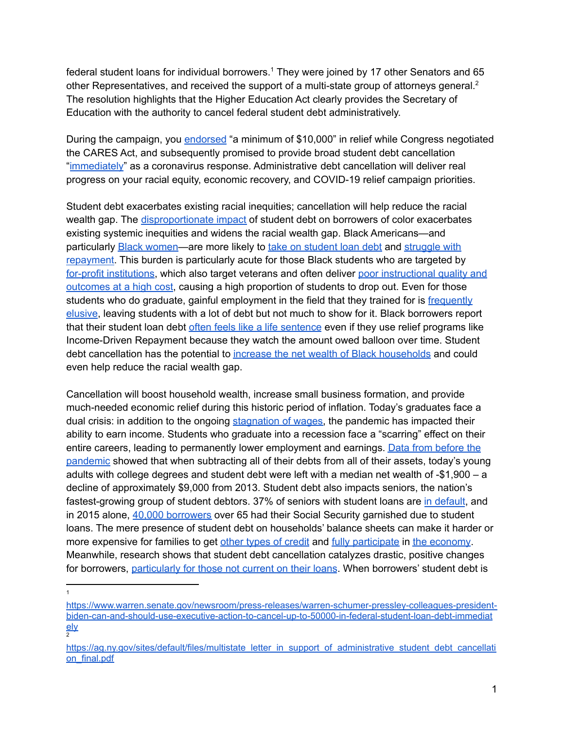federal student loans for individual borrowers.[1] They were joined by 17 other Senators and 65 other Representatives, and received the support of a multi-state group of attorneys general.[2] The resolution highlights that the Higher Education Act clearly provides the Secretary of Education with the authority to cancel federal student debt administratively.

During the campaign, you endorsed "a minimum of $10,000" in relief while Congress negotiated the CARES Act, and subsequently promised to provide broad student debt cancellation "immediately" as a coronavirus response. Administrative debt cancellation will deliver real progress on your racial equity, economic recovery, and COVID-19 relief campaign priorities.

Student debt exacerbates existing racial inequities; cancellation will help reduce the racial wealth gap. The disproportionate impact of student debt on borrowers of color exacerbates existing systemic inequities and widens the racial wealth gap. Black Americans—and particularly Black women—are more likely to take on student loan debt and struggle with repayment. This burden is particularly acute for those Black students who are targeted by for-profit institutions, which also target veterans and often deliver poor instructional quality and outcomes at a high cost, causing a high proportion of students to drop out. Even for those students who do graduate, gainful employment in the field that they trained for is frequently elusive, leaving students with a lot of debt but not much to show for it. Black borrowers report that their student loan debt often feels like a life sentence even if they use relief programs like Income-Driven Repayment because they watch the amount owed balloon over time. Student debt cancellation has the potential to increase the net wealth of Black households and could even help reduce the racial wealth gap.

Cancellation will boost household wealth, increase small business formation, and provide much-needed economic relief during this historic period of inflation. Today's graduates face a dual crisis: in addition to the ongoing stagnation of wages, the pandemic has impacted their ability to earn income. Students who graduate into a recession face a "scarring" effect on their entire careers, leading to permanently lower employment and earnings. Data from before the pandemic showed that when subtracting all of their debts from all of their assets, today's young adults with college degrees and student debt were left with a median net wealth of -$1,900 – a decline of approximately $9,000 from 2013. Student debt also impacts seniors, the nation's fastest-growing group of student debtors. 37% of seniors with student loans are in default, and in 2015 alone, 40,000 borrowers over 65 had their Social Security garnished due to student loans. The mere presence of student debt on households' balance sheets can make it harder or more expensive for families to get other types of credit and fully participate in the economy. Meanwhile, research shows that student debt cancellation catalyzes drastic, positive changes for borrowers, particularly for those not current on their loans. When borrowers' student debt is

---

[1] https://www.warren.senate.gov/newsroom/press-releases/warren-schumer-pressley-colleagues-president-biden-can-and-should-use-executive-action-to-cancel-up-to-50000-in-federal-student-loan-debt-immediately

[2] https://ag.ny.gov/sites/default/files/multistate_letter_in_support_of_administrative_student_debt_cancellation_final.pdf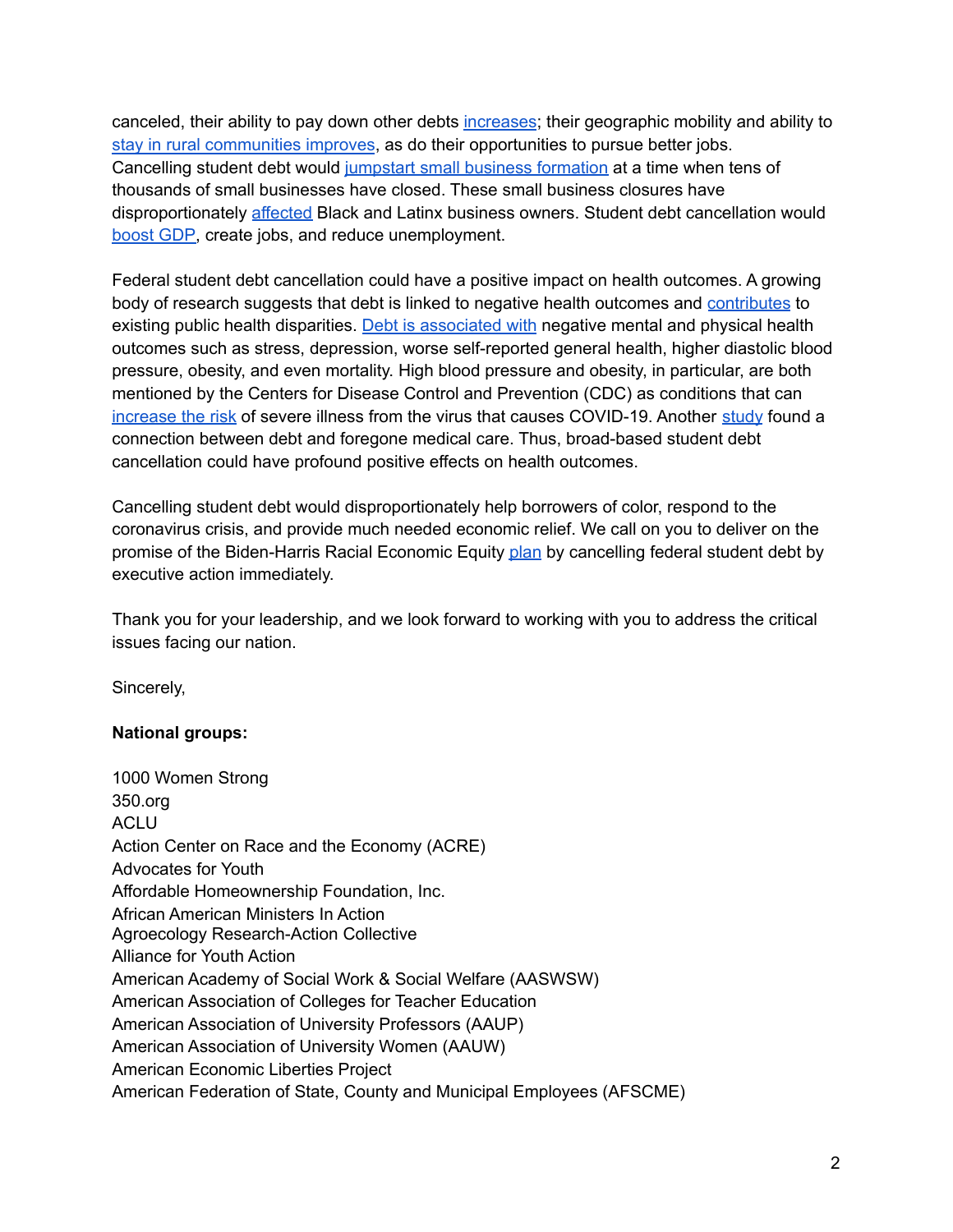canceled, their ability to pay down other debts increases; their geographic mobility and ability to stay in rural communities improves, as do their opportunities to pursue better jobs. Cancelling student debt would jumpstart small business formation at a time when tens of thousands of small businesses have closed. These small business closures have disproportionately affected Black and Latinx business owners. Student debt cancellation would boost GDP, create jobs, and reduce unemployment.

Federal student debt cancellation could have a positive impact on health outcomes. A growing body of research suggests that debt is linked to negative health outcomes and contributes to existing public health disparities. Debt is associated with negative mental and physical health outcomes such as stress, depression, worse self-reported general health, higher diastolic blood pressure, obesity, and even mortality. High blood pressure and obesity, in particular, are both mentioned by the Centers for Disease Control and Prevention (CDC) as conditions that can increase the risk of severe illness from the virus that causes COVID-19. Another study found a connection between debt and foregone medical care. Thus, broad-based student debt cancellation could have profound positive effects on health outcomes.

Cancelling student debt would disproportionately help borrowers of color, respond to the coronavirus crisis, and provide much needed economic relief. We call on you to deliver on the promise of the Biden-Harris Racial Economic Equity plan by cancelling federal student debt by executive action immediately.

Thank you for your leadership, and we look forward to working with you to address the critical issues facing our nation.

Sincerely,

**National groups:**

1000 Women Strong
350.org
ACLU
Action Center on Race and the Economy (ACRE)
Advocates for Youth
Affordable Homeownership Foundation, Inc.
African American Ministers In Action
Agroecology Research-Action Collective
Alliance for Youth Action
American Academy of Social Work & Social Welfare (AASWSW)
American Association of Colleges for Teacher Education
American Association of University Professors (AAUP)
American Association of University Women (AAUW)
American Economic Liberties Project
American Federation of State, County and Municipal Employees (AFSCME)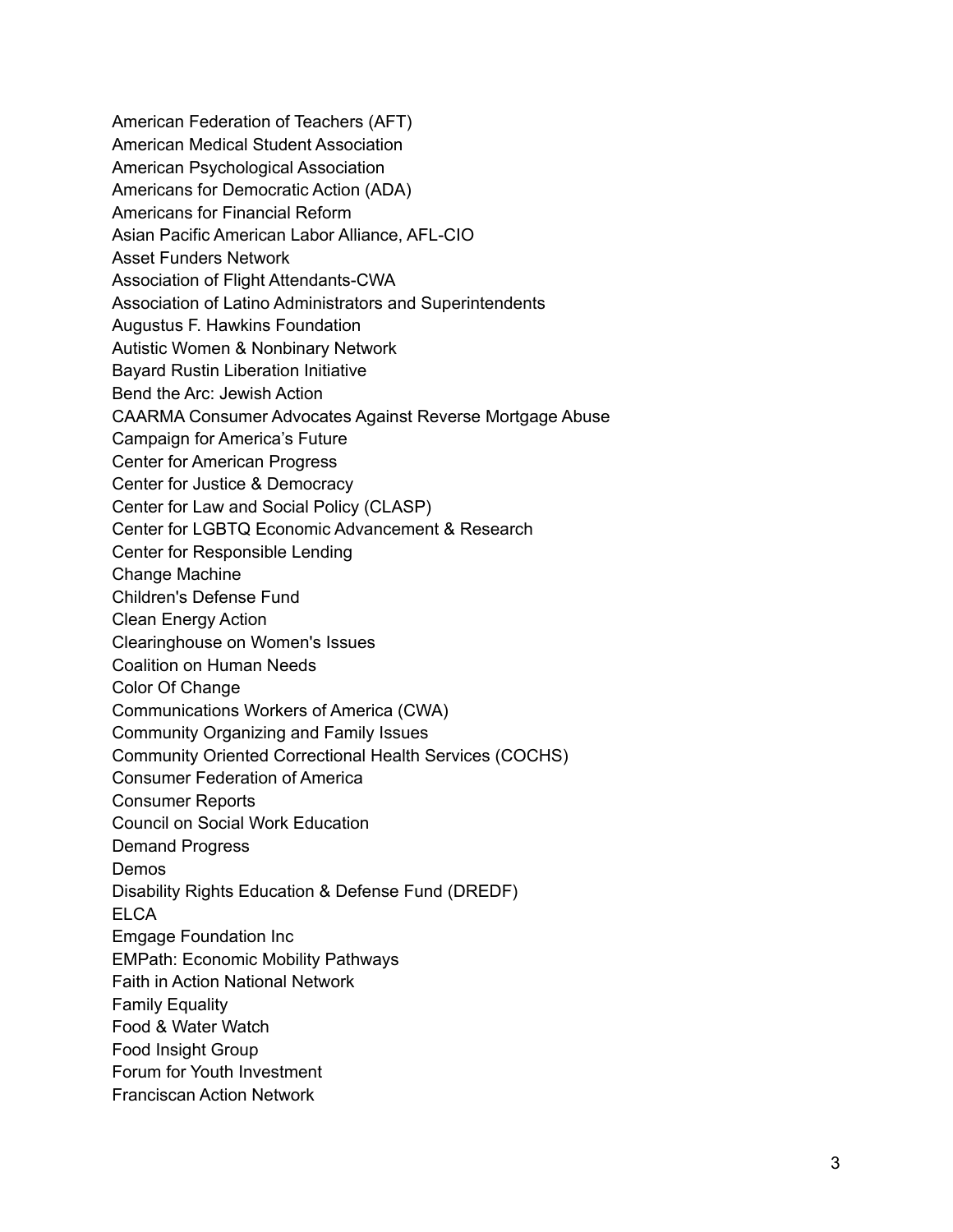American Federation of Teachers (AFT)
American Medical Student Association
American Psychological Association
Americans for Democratic Action (ADA)
Americans for Financial Reform
Asian Pacific American Labor Alliance, AFL-CIO
Asset Funders Network
Association of Flight Attendants-CWA
Association of Latino Administrators and Superintendents
Augustus F. Hawkins Foundation
Autistic Women & Nonbinary Network
Bayard Rustin Liberation Initiative
Bend the Arc: Jewish Action
CAARMA Consumer Advocates Against Reverse Mortgage Abuse
Campaign for America's Future
Center for American Progress
Center for Justice & Democracy
Center for Law and Social Policy (CLASP)
Center for LGBTQ Economic Advancement & Research
Center for Responsible Lending
Change Machine
Children's Defense Fund
Clean Energy Action
Clearinghouse on Women's Issues
Coalition on Human Needs
Color Of Change
Communications Workers of America (CWA)
Community Organizing and Family Issues
Community Oriented Correctional Health Services (COCHS)
Consumer Federation of America
Consumer Reports
Council on Social Work Education
Demand Progress
Demos
Disability Rights Education & Defense Fund (DREDF)
ELCA
Emgage Foundation Inc
EMPath: Economic Mobility Pathways
Faith in Action National Network
Family Equality
Food & Water Watch
Food Insight Group
Forum for Youth Investment
Franciscan Action Network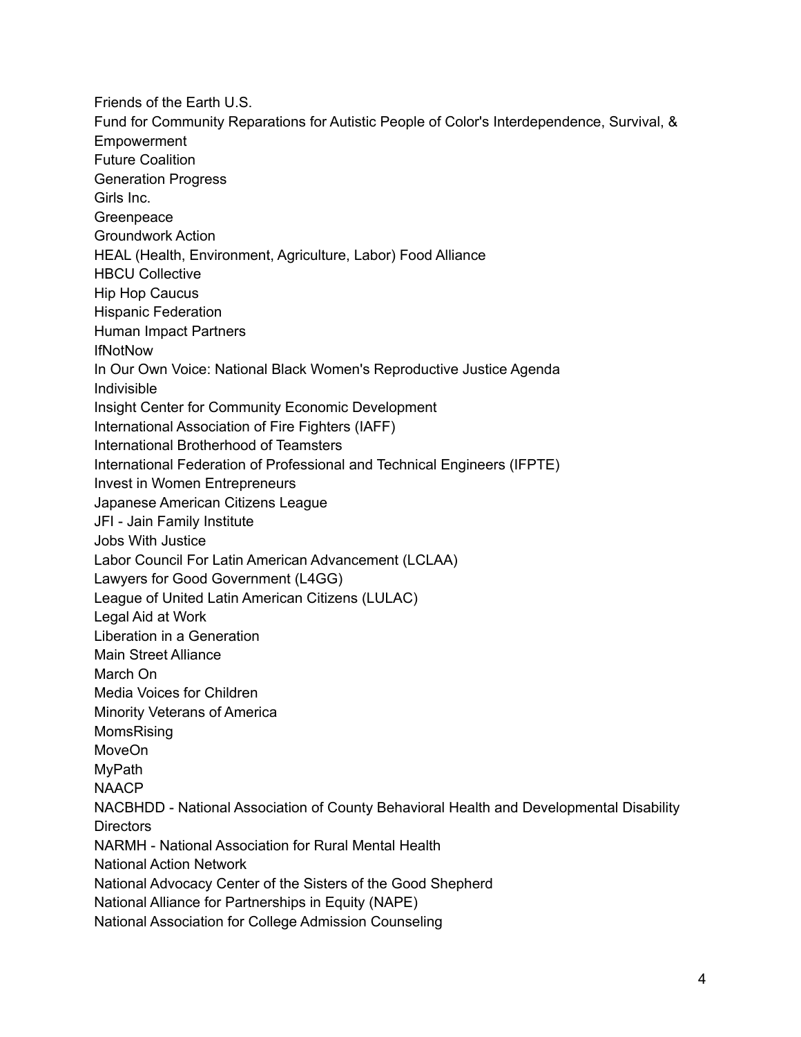Friends of the Earth U.S.
Fund for Community Reparations for Autistic People of Color's Interdependence, Survival, & Empowerment
Future Coalition
Generation Progress
Girls Inc.
Greenpeace
Groundwork Action
HEAL (Health, Environment, Agriculture, Labor) Food Alliance
HBCU Collective
Hip Hop Caucus
Hispanic Federation
Human Impact Partners
IfNotNow
In Our Own Voice: National Black Women's Reproductive Justice Agenda
Indivisible
Insight Center for Community Economic Development
International Association of Fire Fighters (IAFF)
International Brotherhood of Teamsters
International Federation of Professional and Technical Engineers (IFPTE)
Invest in Women Entrepreneurs
Japanese American Citizens League
JFI - Jain Family Institute
Jobs With Justice
Labor Council For Latin American Advancement (LCLAA)
Lawyers for Good Government (L4GG)
League of United Latin American Citizens (LULAC)
Legal Aid at Work
Liberation in a Generation
Main Street Alliance
March On
Media Voices for Children
Minority Veterans of America
MomsRising
MoveOn
MyPath
NAACP
NACBHDD - National Association of County Behavioral Health and Developmental Disability Directors
NARMH - National Association for Rural Mental Health
National Action Network
National Advocacy Center of the Sisters of the Good Shepherd
National Alliance for Partnerships in Equity (NAPE)
National Association for College Admission Counseling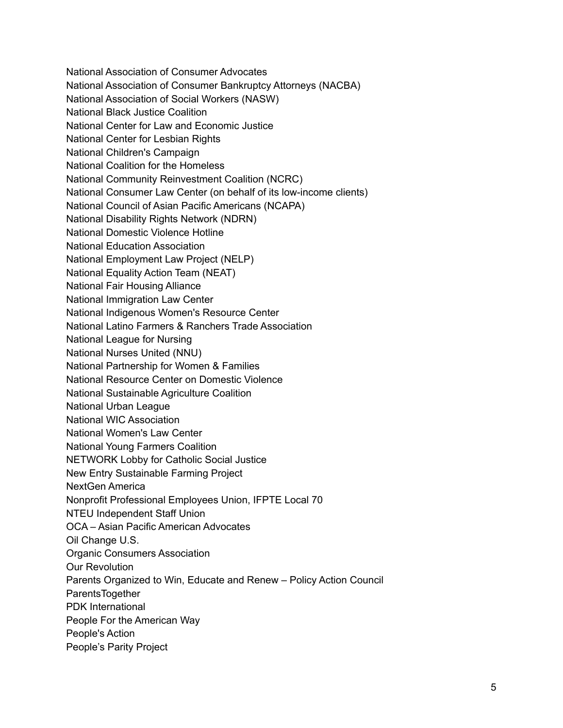National Association of Consumer Advocates
National Association of Consumer Bankruptcy Attorneys (NACBA)
National Association of Social Workers (NASW)
National Black Justice Coalition
National Center for Law and Economic Justice
National Center for Lesbian Rights
National Children's Campaign
National Coalition for the Homeless
National Community Reinvestment Coalition (NCRC)
National Consumer Law Center (on behalf of its low-income clients)
National Council of Asian Pacific Americans (NCAPA)
National Disability Rights Network (NDRN)
National Domestic Violence Hotline
National Education Association
National Employment Law Project (NELP)
National Equality Action Team (NEAT)
National Fair Housing Alliance
National Immigration Law Center
National Indigenous Women's Resource Center
National Latino Farmers & Ranchers Trade Association
National League for Nursing
National Nurses United (NNU)
National Partnership for Women & Families
National Resource Center on Domestic Violence
National Sustainable Agriculture Coalition
National Urban League
National WIC Association
National Women's Law Center
National Young Farmers Coalition
NETWORK Lobby for Catholic Social Justice
New Entry Sustainable Farming Project
NextGen America
Nonprofit Professional Employees Union, IFPTE Local 70
NTEU Independent Staff Union
OCA – Asian Pacific American Advocates
Oil Change U.S.
Organic Consumers Association
Our Revolution
Parents Organized to Win, Educate and Renew – Policy Action Council
ParentsTogether
PDK International
People For the American Way
People's Action
People’s Parity Project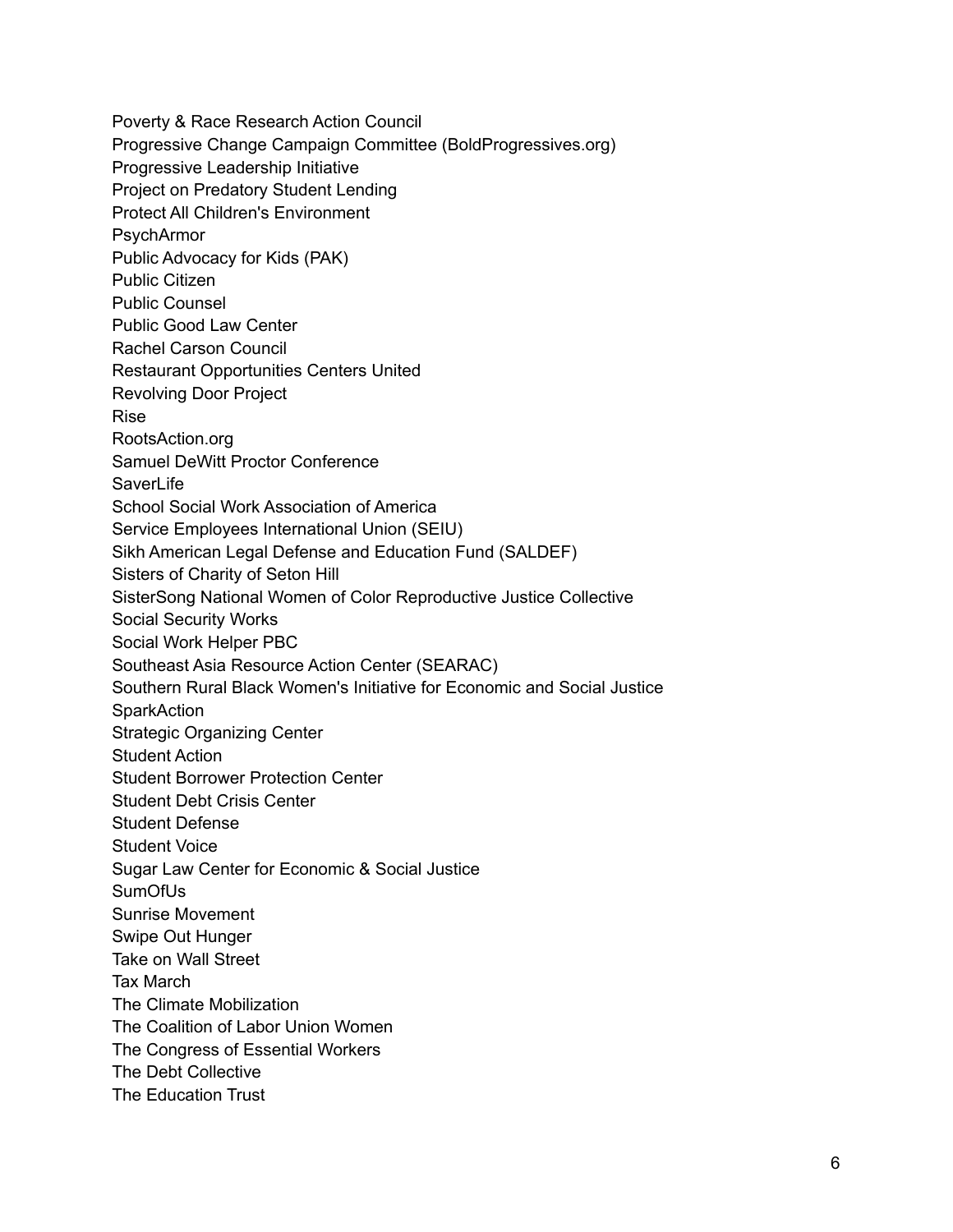Poverty & Race Research Action Council
Progressive Change Campaign Committee (BoldProgressives.org)
Progressive Leadership Initiative
Project on Predatory Student Lending
Protect All Children's Environment
PsychArmor
Public Advocacy for Kids (PAK)
Public Citizen
Public Counsel
Public Good Law Center
Rachel Carson Council
Restaurant Opportunities Centers United
Revolving Door Project
Rise
RootsAction.org
Samuel DeWitt Proctor Conference
SaverLife
School Social Work Association of America
Service Employees International Union (SEIU)
Sikh American Legal Defense and Education Fund (SALDEF)
Sisters of Charity of Seton Hill
SisterSong National Women of Color Reproductive Justice Collective
Social Security Works
Social Work Helper PBC
Southeast Asia Resource Action Center (SEARAC)
Southern Rural Black Women's Initiative for Economic and Social Justice
SparkAction
Strategic Organizing Center
Student Action
Student Borrower Protection Center
Student Debt Crisis Center
Student Defense
Student Voice
Sugar Law Center for Economic & Social Justice
SumOfUs
Sunrise Movement
Swipe Out Hunger
Take on Wall Street
Tax March
The Climate Mobilization
The Coalition of Labor Union Women
The Congress of Essential Workers
The Debt Collective
The Education Trust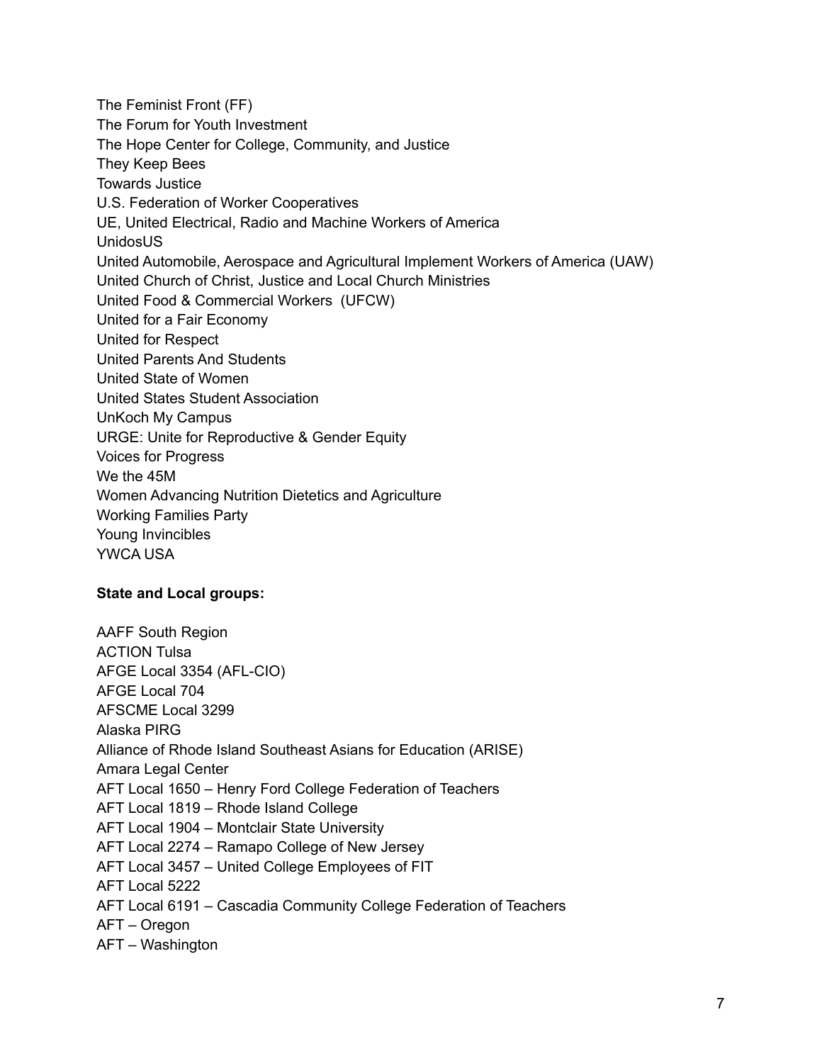The Feminist Front (FF)
The Forum for Youth Investment
The Hope Center for College, Community, and Justice
They Keep Bees
Towards Justice
U.S. Federation of Worker Cooperatives
UE, United Electrical, Radio and Machine Workers of America
UnidosUS
United Automobile, Aerospace and Agricultural Implement Workers of America (UAW)
United Church of Christ, Justice and Local Church Ministries
United Food & Commercial Workers (UFCW)
United for a Fair Economy
United for Respect
United Parents And Students
United State of Women
United States Student Association
UnKoch My Campus
URGE: Unite for Reproductive & Gender Equity
Voices for Progress
We the 45M
Women Advancing Nutrition Dietetics and Agriculture
Working Families Party
Young Invincibles
YWCA USA

**State and Local groups:**

AAFF South Region
ACTION Tulsa
AFGE Local 3354 (AFL-CIO)
AFGE Local 704
AFSCME Local 3299
Alaska PIRG
Alliance of Rhode Island Southeast Asians for Education (ARISE)
Amara Legal Center
AFT Local 1650 – Henry Ford College Federation of Teachers
AFT Local 1819 – Rhode Island College
AFT Local 1904 – Montclair State University
AFT Local 2274 – Ramapo College of New Jersey
AFT Local 3457 – United College Employees of FIT
AFT Local 5222
AFT Local 6191 – Cascadia Community College Federation of Teachers
AFT – Oregon
AFT – Washington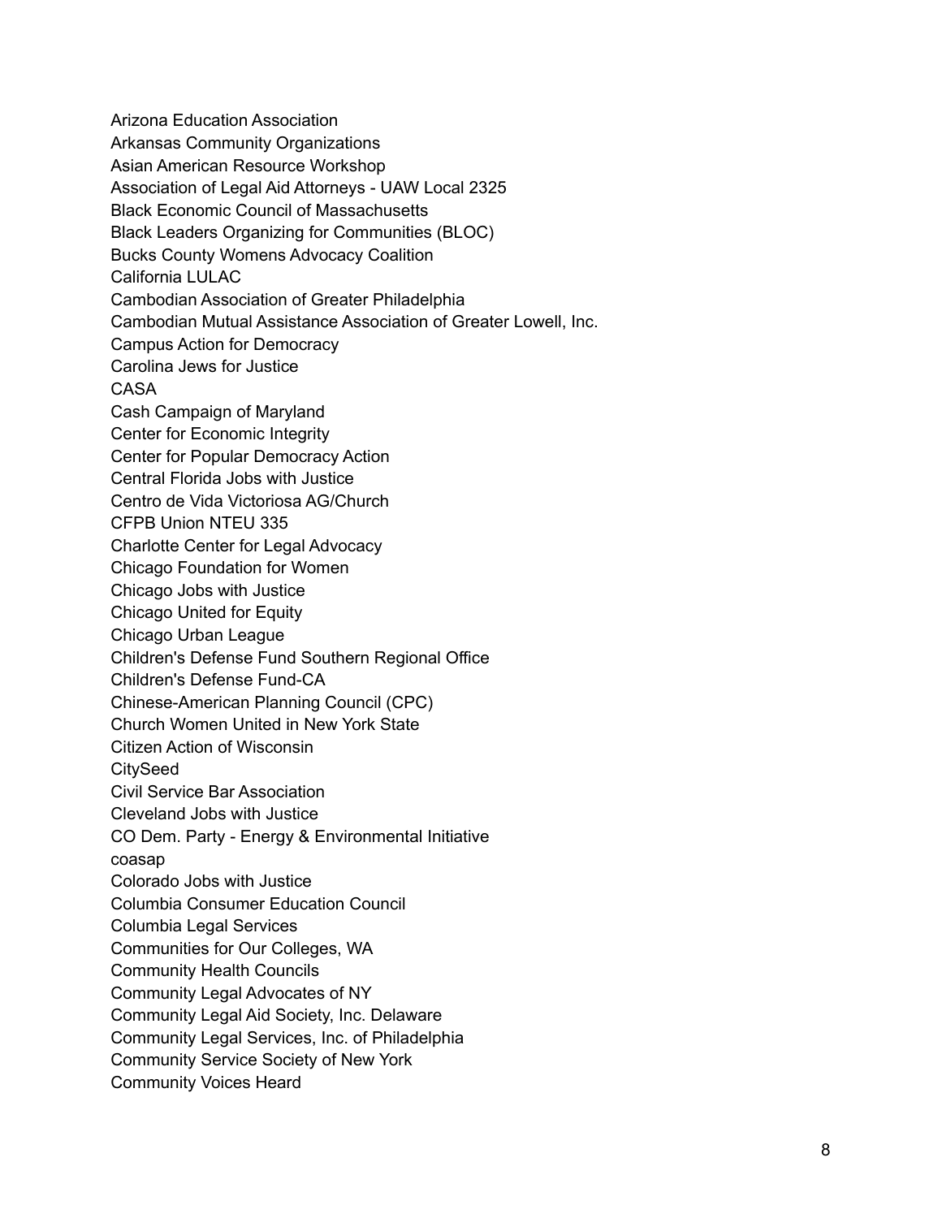Arizona Education Association
Arkansas Community Organizations
Asian American Resource Workshop
Association of Legal Aid Attorneys - UAW Local 2325
Black Economic Council of Massachusetts
Black Leaders Organizing for Communities (BLOC)
Bucks County Womens Advocacy Coalition
California LULAC
Cambodian Association of Greater Philadelphia
Cambodian Mutual Assistance Association of Greater Lowell, Inc.
Campus Action for Democracy
Carolina Jews for Justice
CASA
Cash Campaign of Maryland
Center for Economic Integrity
Center for Popular Democracy Action
Central Florida Jobs with Justice
Centro de Vida Victoriosa AG/Church
CFPB Union NTEU 335
Charlotte Center for Legal Advocacy
Chicago Foundation for Women
Chicago Jobs with Justice
Chicago United for Equity
Chicago Urban League
Children's Defense Fund Southern Regional Office
Children's Defense Fund-CA
Chinese-American Planning Council (CPC)
Church Women United in New York State
Citizen Action of Wisconsin
CitySeed
Civil Service Bar Association
Cleveland Jobs with Justice
CO Dem. Party - Energy & Environmental Initiative
coasap
Colorado Jobs with Justice
Columbia Consumer Education Council
Columbia Legal Services
Communities for Our Colleges, WA
Community Health Councils
Community Legal Advocates of NY
Community Legal Aid Society, Inc. Delaware
Community Legal Services, Inc. of Philadelphia
Community Service Society of New York
Community Voices Heard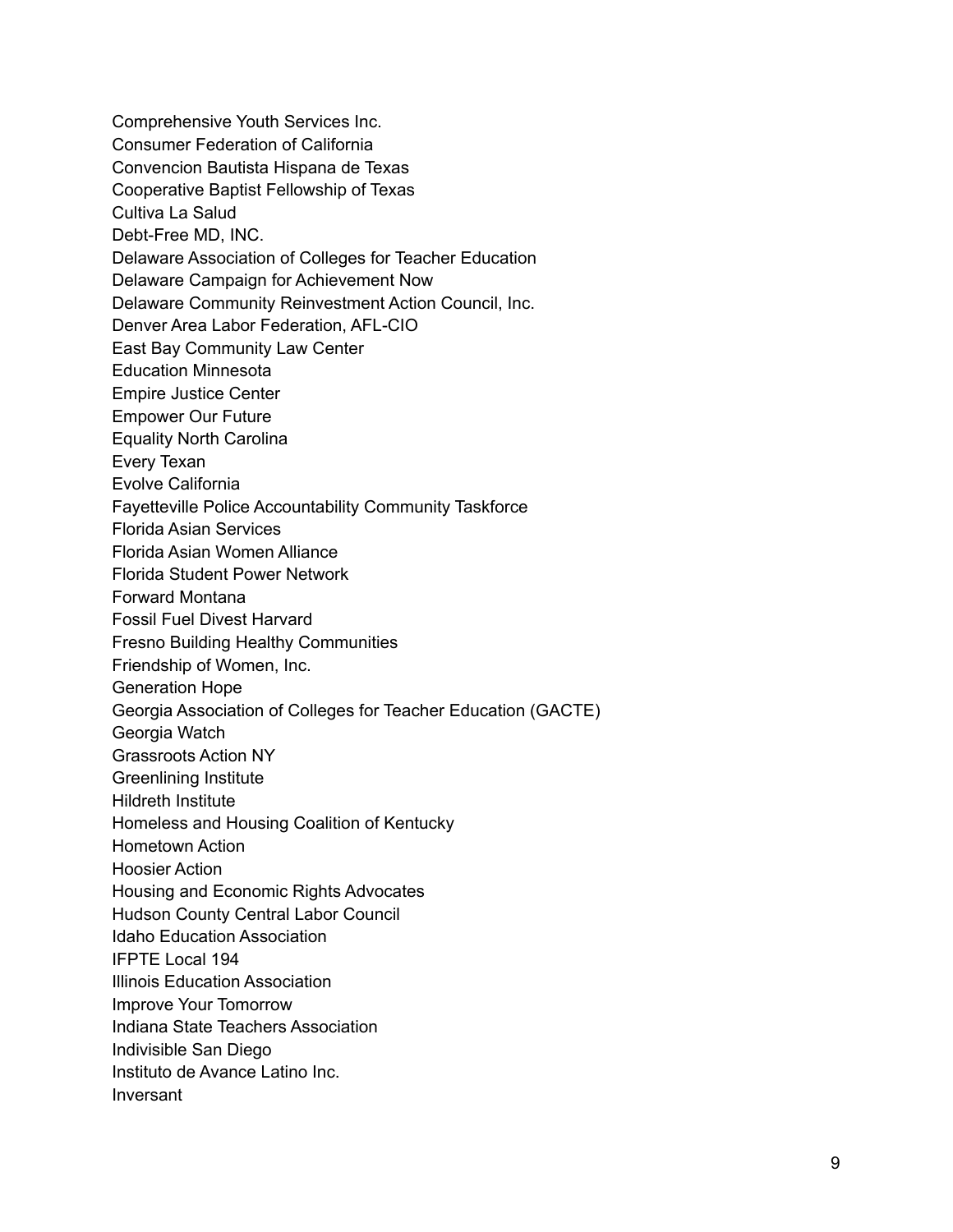Comprehensive Youth Services Inc.
Consumer Federation of California
Convencion Bautista Hispana de Texas
Cooperative Baptist Fellowship of Texas
Cultiva La Salud
Debt-Free MD, INC.
Delaware Association of Colleges for Teacher Education
Delaware Campaign for Achievement Now
Delaware Community Reinvestment Action Council, Inc.
Denver Area Labor Federation, AFL-CIO
East Bay Community Law Center
Education Minnesota
Empire Justice Center
Empower Our Future
Equality North Carolina
Every Texan
Evolve California
Fayetteville Police Accountability Community Taskforce
Florida Asian Services
Florida Asian Women Alliance
Florida Student Power Network
Forward Montana
Fossil Fuel Divest Harvard
Fresno Building Healthy Communities
Friendship of Women, Inc.
Generation Hope
Georgia Association of Colleges for Teacher Education (GACTE)
Georgia Watch
Grassroots Action NY
Greenlining Institute
Hildreth Institute
Homeless and Housing Coalition of Kentucky
Hometown Action
Hoosier Action
Housing and Economic Rights Advocates
Hudson County Central Labor Council
Idaho Education Association
IFPTE Local 194
Illinois Education Association
Improve Your Tomorrow
Indiana State Teachers Association
Indivisible San Diego
Instituto de Avance Latino Inc.
Inversant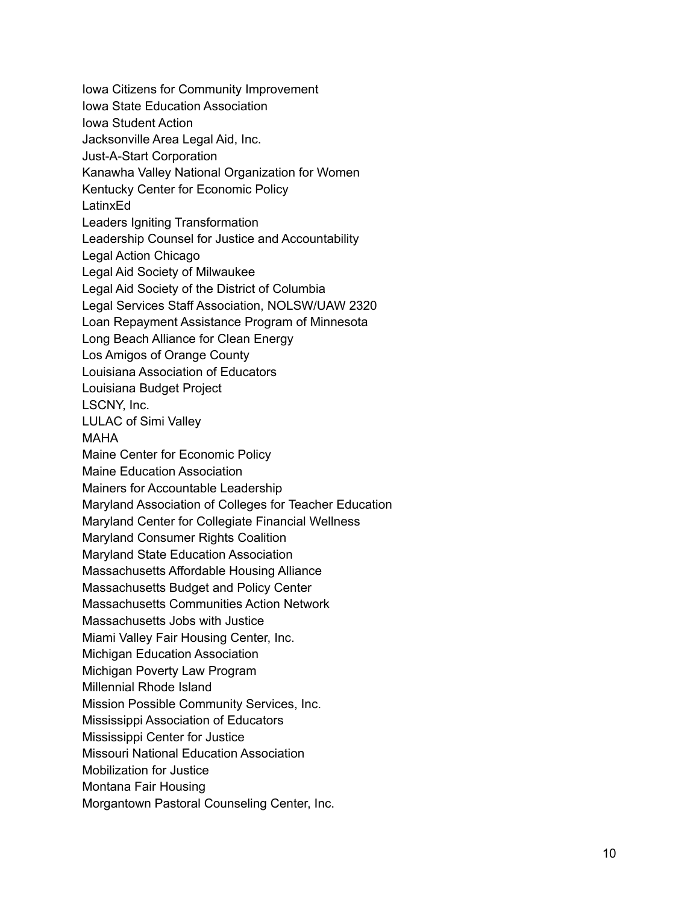Iowa Citizens for Community Improvement
Iowa State Education Association
Iowa Student Action
Jacksonville Area Legal Aid, Inc.
Just-A-Start Corporation
Kanawha Valley National Organization for Women
Kentucky Center for Economic Policy
LatinxEd
Leaders Igniting Transformation
Leadership Counsel for Justice and Accountability
Legal Action Chicago
Legal Aid Society of Milwaukee
Legal Aid Society of the District of Columbia
Legal Services Staff Association, NOLSW/UAW 2320
Loan Repayment Assistance Program of Minnesota
Long Beach Alliance for Clean Energy
Los Amigos of Orange County
Louisiana Association of Educators
Louisiana Budget Project
LSCNY, Inc.
LULAC of Simi Valley
MAHA
Maine Center for Economic Policy
Maine Education Association
Mainers for Accountable Leadership
Maryland Association of Colleges for Teacher Education
Maryland Center for Collegiate Financial Wellness
Maryland Consumer Rights Coalition
Maryland State Education Association
Massachusetts Affordable Housing Alliance
Massachusetts Budget and Policy Center
Massachusetts Communities Action Network
Massachusetts Jobs with Justice
Miami Valley Fair Housing Center, Inc.
Michigan Education Association
Michigan Poverty Law Program
Millennial Rhode Island
Mission Possible Community Services, Inc.
Mississippi Association of Educators
Mississippi Center for Justice
Missouri National Education Association
Mobilization for Justice
Montana Fair Housing
Morgantown Pastoral Counseling Center, Inc.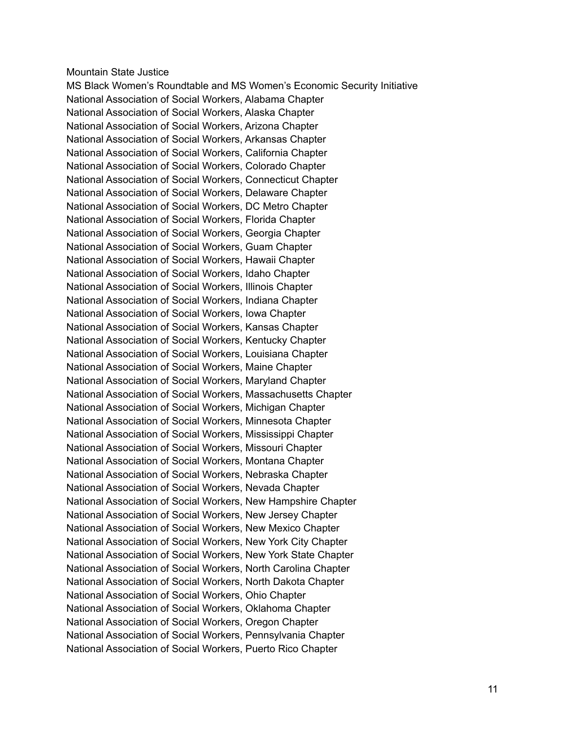Mountain State Justice
MS Black Women's Roundtable and MS Women's Economic Security Initiative
National Association of Social Workers, Alabama Chapter
National Association of Social Workers, Alaska Chapter
National Association of Social Workers, Arizona Chapter
National Association of Social Workers, Arkansas Chapter
National Association of Social Workers, California Chapter
National Association of Social Workers, Colorado Chapter
National Association of Social Workers, Connecticut Chapter
National Association of Social Workers, Delaware Chapter
National Association of Social Workers, DC Metro Chapter
National Association of Social Workers, Florida Chapter
National Association of Social Workers, Georgia Chapter
National Association of Social Workers, Guam Chapter
National Association of Social Workers, Hawaii Chapter
National Association of Social Workers, Idaho Chapter
National Association of Social Workers, Illinois Chapter
National Association of Social Workers, Indiana Chapter
National Association of Social Workers, Iowa Chapter
National Association of Social Workers, Kansas Chapter
National Association of Social Workers, Kentucky Chapter
National Association of Social Workers, Louisiana Chapter
National Association of Social Workers, Maine Chapter
National Association of Social Workers, Maryland Chapter
National Association of Social Workers, Massachusetts Chapter
National Association of Social Workers, Michigan Chapter
National Association of Social Workers, Minnesota Chapter
National Association of Social Workers, Mississippi Chapter
National Association of Social Workers, Missouri Chapter
National Association of Social Workers, Montana Chapter
National Association of Social Workers, Nebraska Chapter
National Association of Social Workers, Nevada Chapter
National Association of Social Workers, New Hampshire Chapter
National Association of Social Workers, New Jersey Chapter
National Association of Social Workers, New Mexico Chapter
National Association of Social Workers, New York City Chapter
National Association of Social Workers, New York State Chapter
National Association of Social Workers, North Carolina Chapter
National Association of Social Workers, North Dakota Chapter
National Association of Social Workers, Ohio Chapter
National Association of Social Workers, Oklahoma Chapter
National Association of Social Workers, Oregon Chapter
National Association of Social Workers, Pennsylvania Chapter
National Association of Social Workers, Puerto Rico Chapter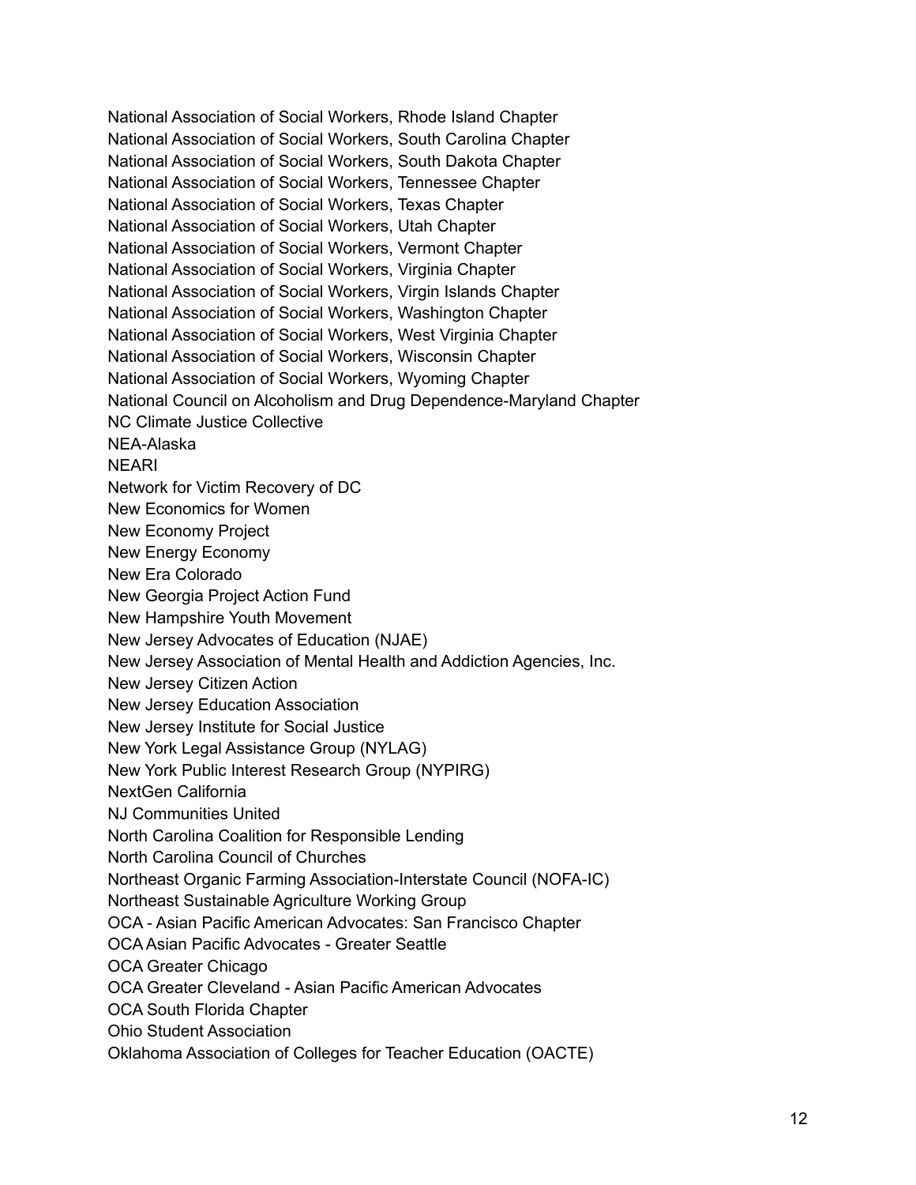National Association of Social Workers, Rhode Island Chapter
National Association of Social Workers, South Carolina Chapter
National Association of Social Workers, South Dakota Chapter
National Association of Social Workers, Tennessee Chapter
National Association of Social Workers, Texas Chapter
National Association of Social Workers, Utah Chapter
National Association of Social Workers, Vermont Chapter
National Association of Social Workers, Virginia Chapter
National Association of Social Workers, Virgin Islands Chapter
National Association of Social Workers, Washington Chapter
National Association of Social Workers, West Virginia Chapter
National Association of Social Workers, Wisconsin Chapter
National Association of Social Workers, Wyoming Chapter
National Council on Alcoholism and Drug Dependence-Maryland Chapter
NC Climate Justice Collective
NEA-Alaska
NEARI
Network for Victim Recovery of DC
New Economics for Women
New Economy Project
New Energy Economy
New Era Colorado
New Georgia Project Action Fund
New Hampshire Youth Movement
New Jersey Advocates of Education (NJAE)
New Jersey Association of Mental Health and Addiction Agencies, Inc.
New Jersey Citizen Action
New Jersey Education Association
New Jersey Institute for Social Justice
New York Legal Assistance Group (NYLAG)
New York Public Interest Research Group (NYPIRG)
NextGen California
NJ Communities United
North Carolina Coalition for Responsible Lending
North Carolina Council of Churches
Northeast Organic Farming Association-Interstate Council (NOFA-IC)
Northeast Sustainable Agriculture Working Group
OCA - Asian Pacific American Advocates: San Francisco Chapter
OCA Asian Pacific Advocates - Greater Seattle
OCA Greater Chicago
OCA Greater Cleveland - Asian Pacific American Advocates
OCA South Florida Chapter
Ohio Student Association
Oklahoma Association of Colleges for Teacher Education (OACTE)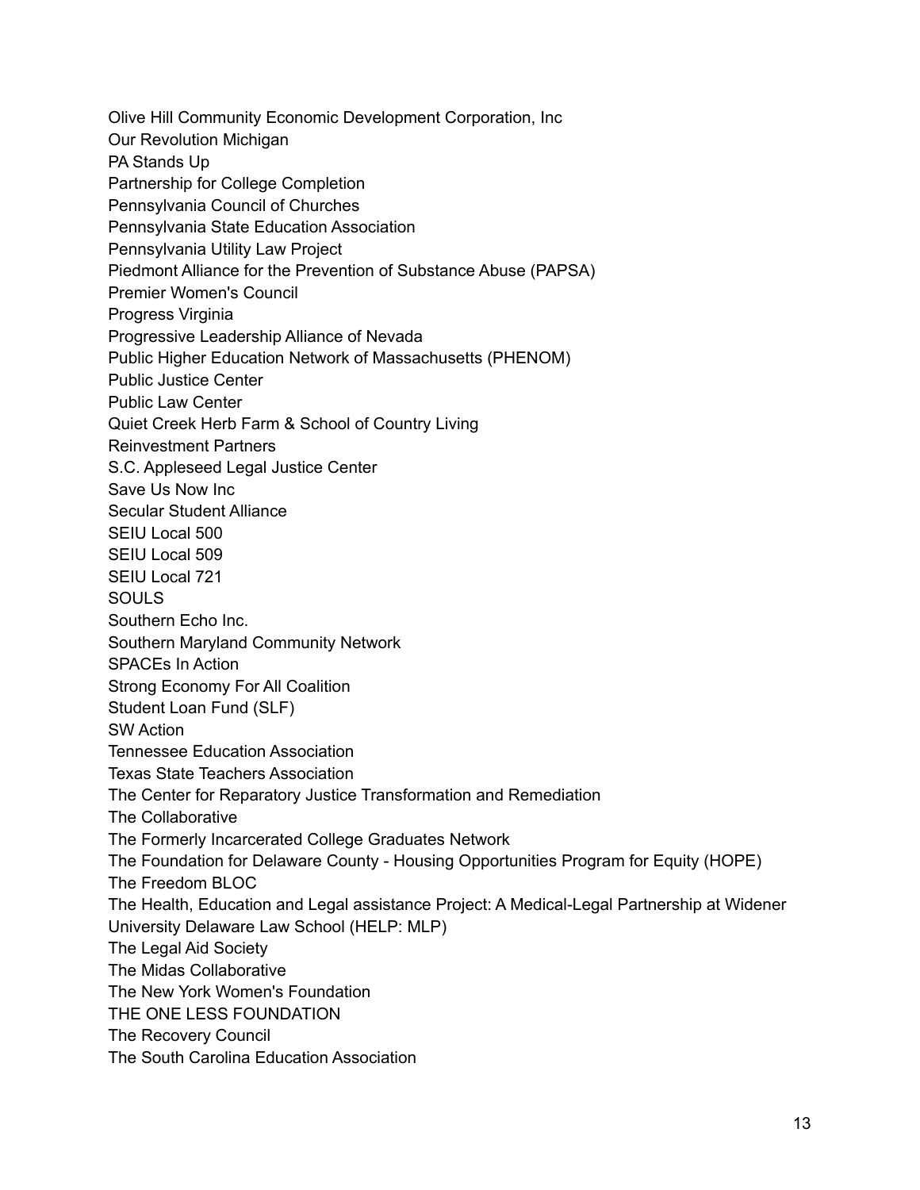Olive Hill Community Economic Development Corporation, Inc
Our Revolution Michigan
PA Stands Up
Partnership for College Completion
Pennsylvania Council of Churches
Pennsylvania State Education Association
Pennsylvania Utility Law Project
Piedmont Alliance for the Prevention of Substance Abuse (PAPSA)
Premier Women's Council
Progress Virginia
Progressive Leadership Alliance of Nevada
Public Higher Education Network of Massachusetts (PHENOM)
Public Justice Center
Public Law Center
Quiet Creek Herb Farm & School of Country Living
Reinvestment Partners
S.C. Appleseed Legal Justice Center
Save Us Now Inc
Secular Student Alliance
SEIU Local 500
SEIU Local 509
SEIU Local 721
SOULS
Southern Echo Inc.
Southern Maryland Community Network
SPACEs In Action
Strong Economy For All Coalition
Student Loan Fund (SLF)
SW Action
Tennessee Education Association
Texas State Teachers Association
The Center for Reparatory Justice Transformation and Remediation
The Collaborative
The Formerly Incarcerated College Graduates Network
The Foundation for Delaware County - Housing Opportunities Program for Equity (HOPE)
The Freedom BLOC
The Health, Education and Legal assistance Project: A Medical-Legal Partnership at Widener University Delaware Law School (HELP: MLP)
The Legal Aid Society
The Midas Collaborative
The New York Women's Foundation
THE ONE LESS FOUNDATION
The Recovery Council
The South Carolina Education Association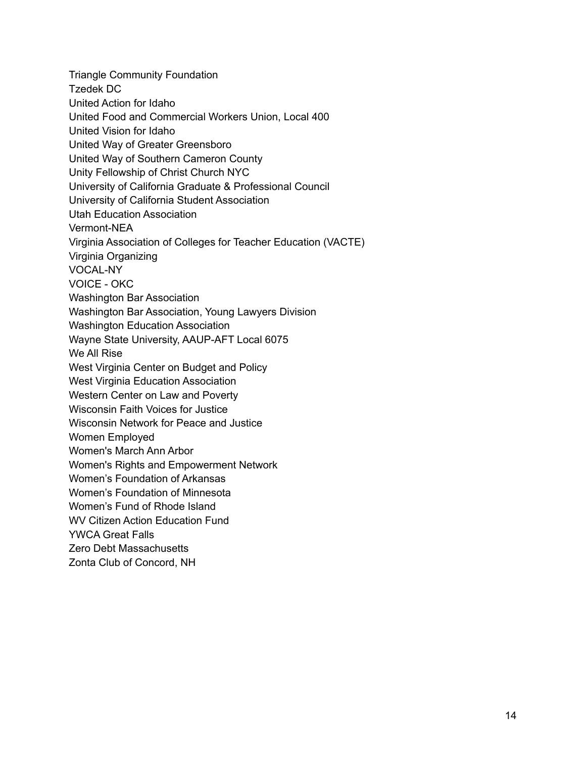Triangle Community Foundation
Tzedek DC
United Action for Idaho
United Food and Commercial Workers Union, Local 400
United Vision for Idaho
United Way of Greater Greensboro
United Way of Southern Cameron County
Unity Fellowship of Christ Church NYC
University of California Graduate & Professional Council
University of California Student Association
Utah Education Association
Vermont-NEA
Virginia Association of Colleges for Teacher Education (VACTE)
Virginia Organizing
VOCAL-NY
VOICE - OKC
Washington Bar Association
Washington Bar Association, Young Lawyers Division
Washington Education Association
Wayne State University, AAUP-AFT Local 6075
We All Rise
West Virginia Center on Budget and Policy
West Virginia Education Association
Western Center on Law and Poverty
Wisconsin Faith Voices for Justice
Wisconsin Network for Peace and Justice
Women Employed
Women's March Ann Arbor
Women's Rights and Empowerment Network
Women’s Foundation of Arkansas
Women’s Foundation of Minnesota
Women’s Fund of Rhode Island
WV Citizen Action Education Fund
YWCA Great Falls
Zero Debt Massachusetts
Zonta Club of Concord, NH